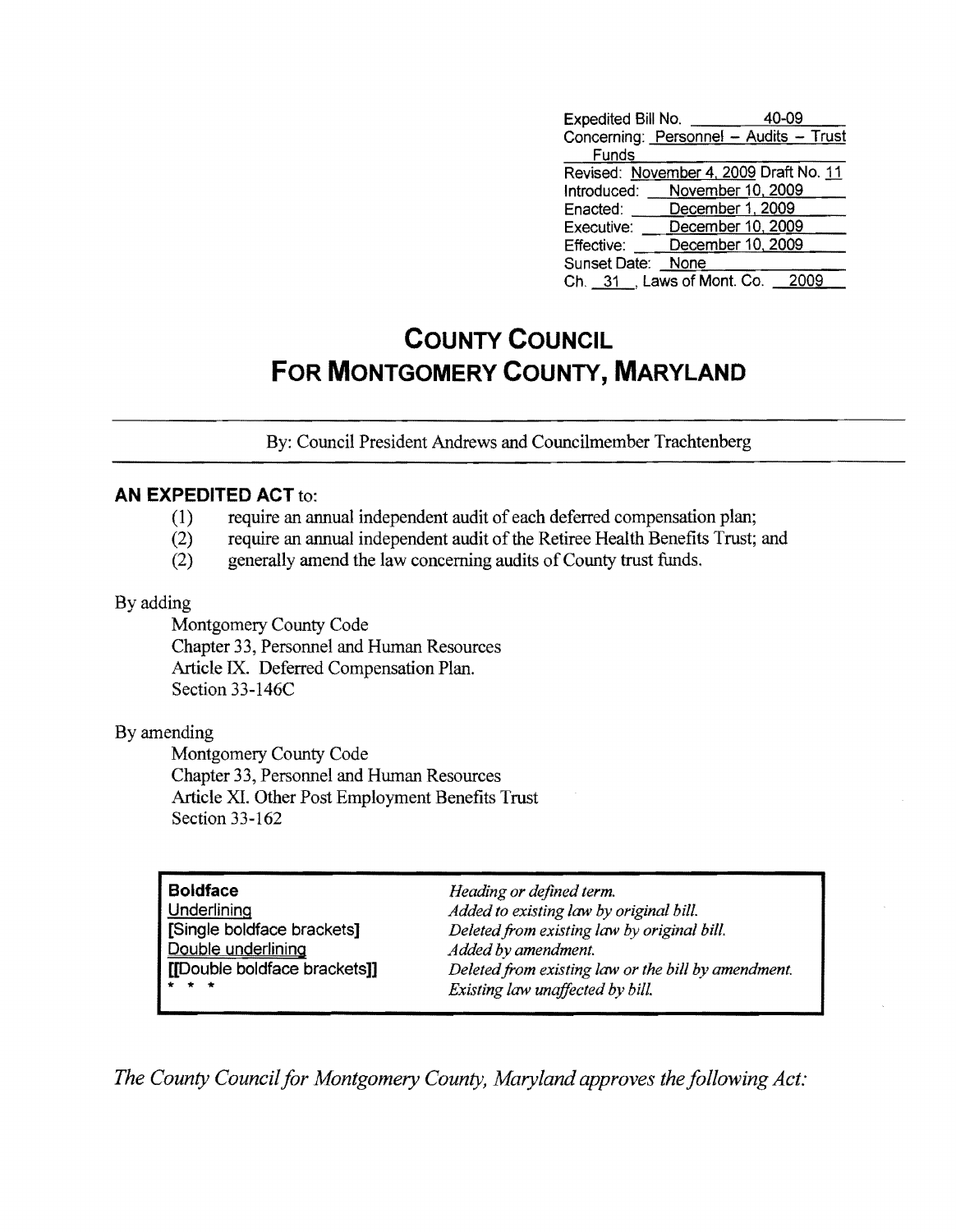| | |
|---|---|
| Expedited Bill No. | 40-09 |
| Concerning: | Personnel – Audits – Trust Funds |
| Revised: | November 4, 2009 Draft No. 11 |
| Introduced: | November 10, 2009 |
| Enacted: | December 1, 2009 |
| Executive: | December 10, 2009 |
| Effective: | December 10, 2009 |
| Sunset Date: | None |
| Ch. 31, Laws of Mont. Co. | 2009 |

# COUNTY COUNCIL FOR MONTGOMERY COUNTY, MARYLAND

By: Council President Andrews and Councilmember Trachtenberg

**AN EXPEDITED ACT** to:

(1) require an annual independent audit of each deferred compensation plan;
(2) require an annual independent audit of the Retiree Health Benefits Trust; and
(2) generally amend the law concerning audits of County trust funds.

By adding

Montgomery County Code
Chapter 33, Personnel and Human Resources
Article IX. Deferred Compensation Plan.
Section 33-146C

By amending

Montgomery County Code
Chapter 33, Personnel and Human Resources
Article XI. Other Post Employment Benefits Trust
Section 33-162

| | |
|---|---|
| **Boldface** | *Heading or defined term.* |
| Underlining | *Added to existing law by original bill.* |
| [Single boldface brackets] | *Deleted from existing law by original bill.* |
| Double underlining | *Added by amendment.* |
| [[Double boldface brackets]] | *Deleted from existing law or the bill by amendment.* |
| * * * | *Existing law unaffected by bill.* |

*The County Council for Montgomery County, Maryland approves the following Act:*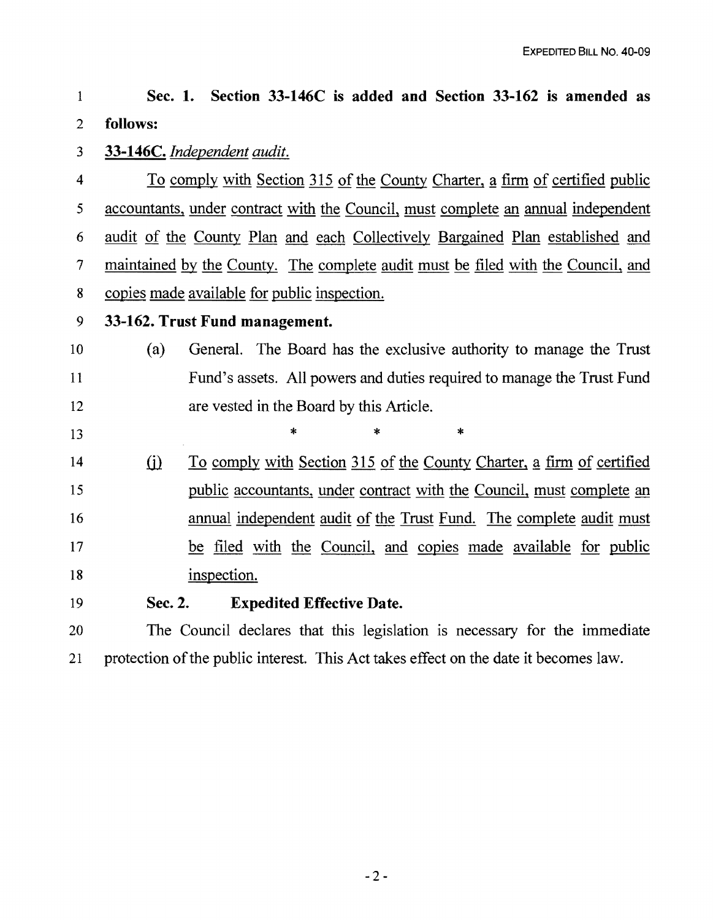**Sec. 1. Section 33-146C is added and Section 33-162 is amended as follows:**

**33-146C.** *Independent audit.*

To comply with Section 315 of the County Charter, a firm of certified public accountants, under contract with the Council, must complete an annual independent audit of the County Plan and each Collectively Bargained Plan established and maintained by the County. The complete audit must be filed with the Council, and copies made available for public inspection.

**33-162. Trust Fund management.**

(a) General. The Board has the exclusive authority to manage the Trust Fund's assets. All powers and duties required to manage the Trust Fund are vested in the Board by this Article.

\* \* \*

(j) To comply with Section 315 of the County Charter, a firm of certified public accountants, under contract with the Council, must complete an annual independent audit of the Trust Fund. The complete audit must be filed with the Council, and copies made available for public inspection.

**Sec. 2. Expedited Effective Date.**

The Council declares that this legislation is necessary for the immediate protection of the public interest. This Act takes effect on the date it becomes law.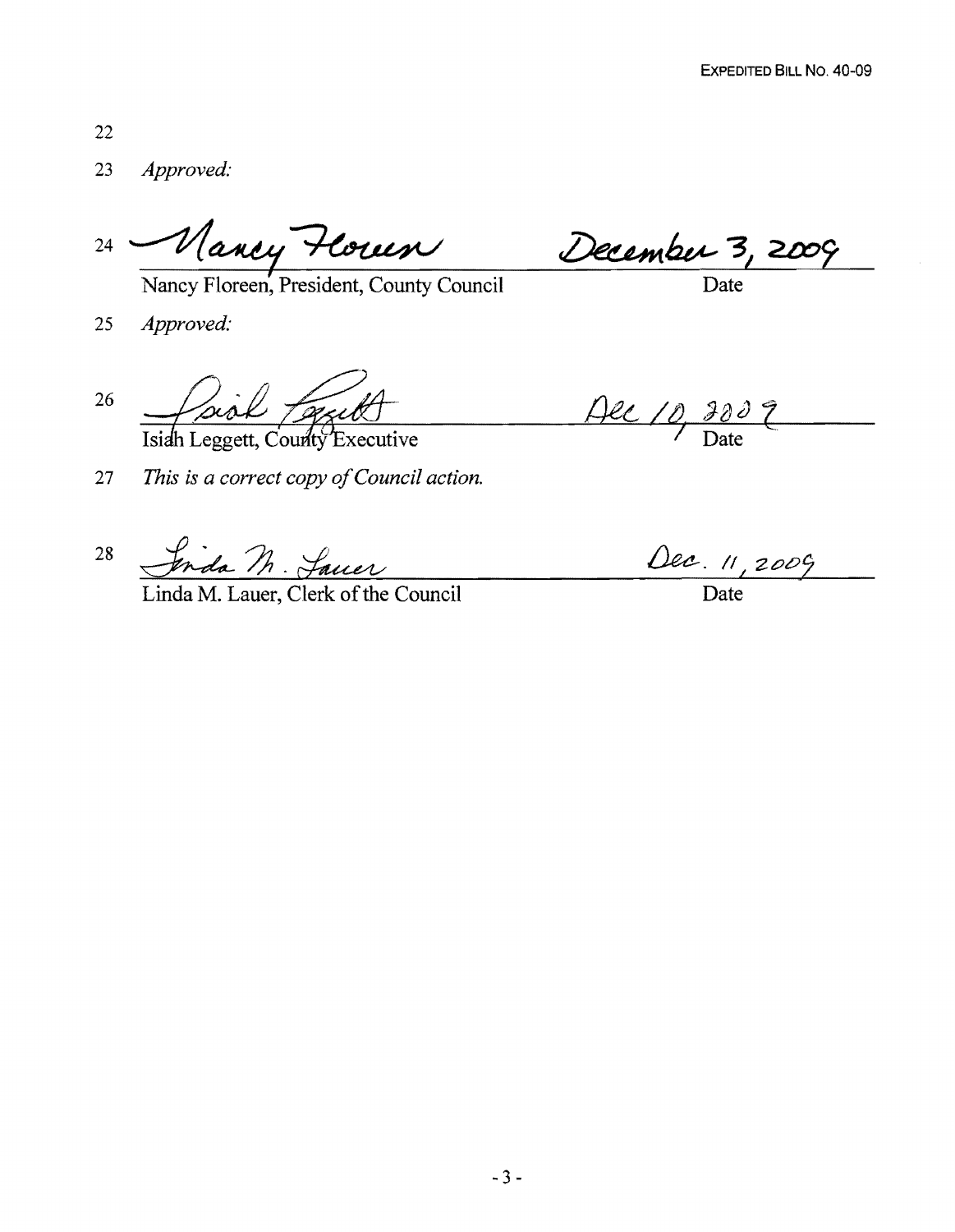22

23 *Approved:*

24 Nancy Floreen — December 3, 2009

Nancy Floreen, President, County Council — Date

25 *Approved:*

26 Isiah Leggett — Dec 10, 2009

Isiah Leggett, County Executive — Date

27 *This is a correct copy of Council action.*

28 Linda M. Lauer — Dec. 11, 2009

Linda M. Lauer, Clerk of the Council — Date